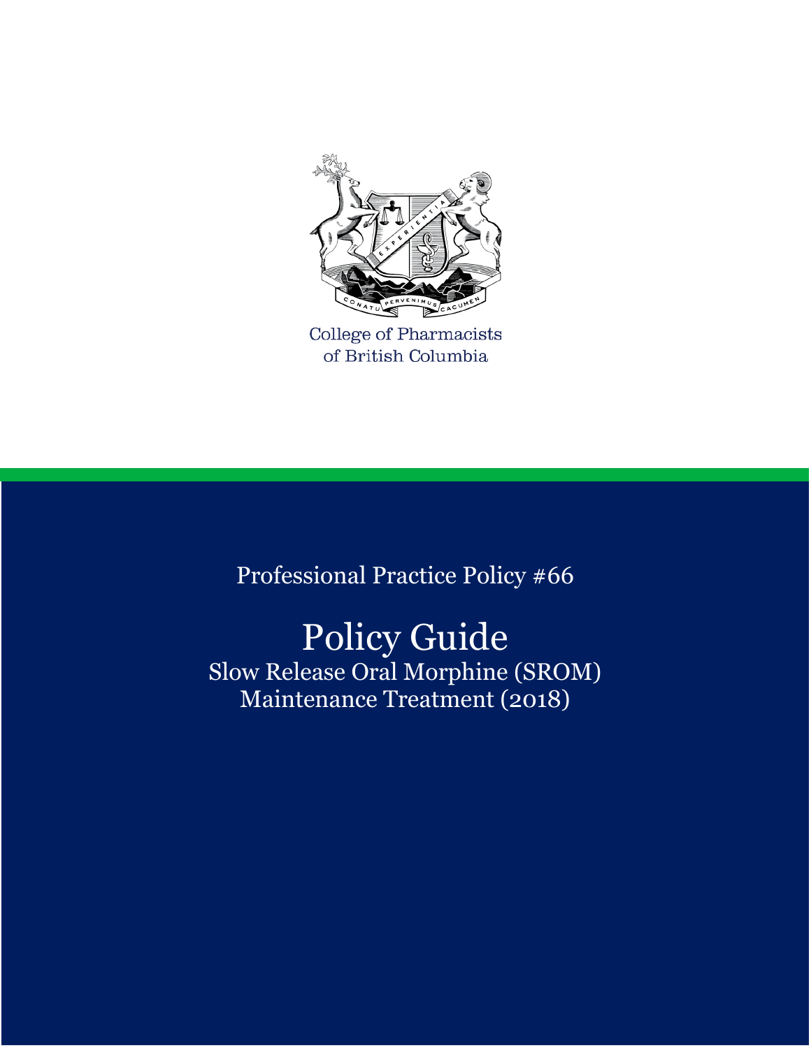College of Pharmacists of British Columbia

Professional Practice Policy #66

# Policy Guide

## Slow Release Oral Morphine (SROM) Maintenance Treatment (2018)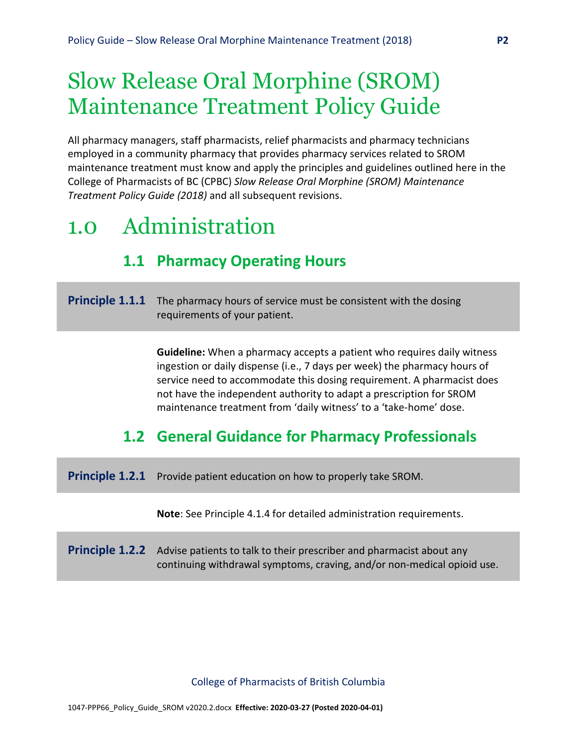# Slow Release Oral Morphine (SROM) Maintenance Treatment Policy Guide

All pharmacy managers, staff pharmacists, relief pharmacists and pharmacy technicians employed in a community pharmacy that provides pharmacy services related to SROM maintenance treatment must know and apply the principles and guidelines outlined here in the College of Pharmacists of BC (CPBC) *Slow Release Oral Morphine (SROM) Maintenance Treatment Policy Guide (2018)* and all subsequent revisions.

# 1.0 Administration

## 1.1 Pharmacy Operating Hours

**Principle 1.1.1** The pharmacy hours of service must be consistent with the dosing requirements of your patient.

**Guideline:** When a pharmacy accepts a patient who requires daily witness ingestion or daily dispense (i.e., 7 days per week) the pharmacy hours of service need to accommodate this dosing requirement. A pharmacist does not have the independent authority to adapt a prescription for SROM maintenance treatment from 'daily witness' to a 'take-home' dose.

## 1.2 General Guidance for Pharmacy Professionals

**Principle 1.2.1** Provide patient education on how to properly take SROM.

**Note**: See Principle 4.1.4 for detailed administration requirements.

**Principle 1.2.2** Advise patients to talk to their prescriber and pharmacist about any continuing withdrawal symptoms, craving, and/or non-medical opioid use.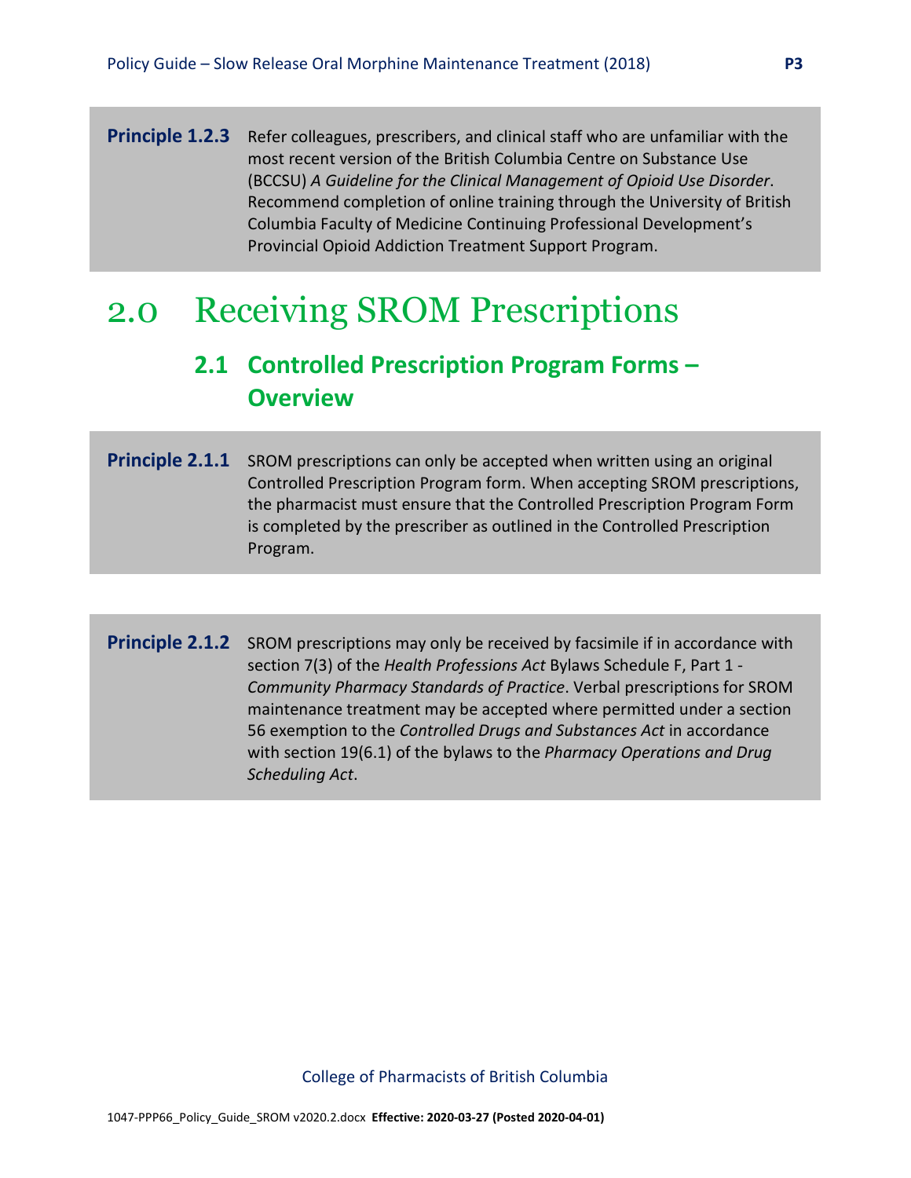**Principle 1.2.3** Refer colleagues, prescribers, and clinical staff who are unfamiliar with the most recent version of the British Columbia Centre on Substance Use (BCCSU) *A Guideline for the Clinical Management of Opioid Use Disorder*. Recommend completion of online training through the University of British Columbia Faculty of Medicine Continuing Professional Development's Provincial Opioid Addiction Treatment Support Program.

# 2.0 Receiving SROM Prescriptions

## 2.1 Controlled Prescription Program Forms – Overview

**Principle 2.1.1** SROM prescriptions can only be accepted when written using an original Controlled Prescription Program form. When accepting SROM prescriptions, the pharmacist must ensure that the Controlled Prescription Program Form is completed by the prescriber as outlined in the Controlled Prescription Program.

**Principle 2.1.2** SROM prescriptions may only be received by facsimile if in accordance with section 7(3) of the *Health Professions Act* Bylaws Schedule F, Part 1 - *Community Pharmacy Standards of Practice*. Verbal prescriptions for SROM maintenance treatment may be accepted where permitted under a section 56 exemption to the *Controlled Drugs and Substances Act* in accordance with section 19(6.1) of the bylaws to the *Pharmacy Operations and Drug Scheduling Act*.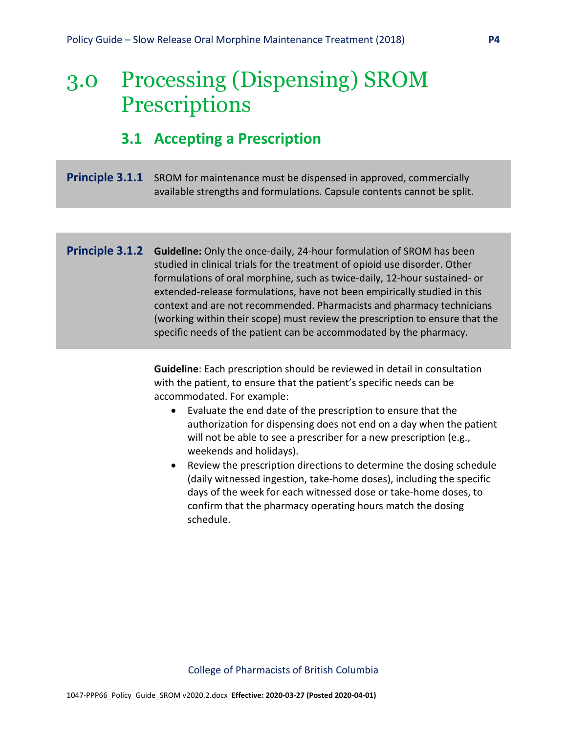# 3.0 Processing (Dispensing) SROM Prescriptions

## 3.1 Accepting a Prescription

**Principle 3.1.1** SROM for maintenance must be dispensed in approved, commercially available strengths and formulations. Capsule contents cannot be split.

**Principle 3.1.2** **Guideline:** Only the once-daily, 24-hour formulation of SROM has been studied in clinical trials for the treatment of opioid use disorder. Other formulations of oral morphine, such as twice-daily, 12-hour sustained- or extended-release formulations, have not been empirically studied in this context and are not recommended. Pharmacists and pharmacy technicians (working within their scope) must review the prescription to ensure that the specific needs of the patient can be accommodated by the pharmacy.

**Guideline**: Each prescription should be reviewed in detail in consultation with the patient, to ensure that the patient's specific needs can be accommodated. For example:

- Evaluate the end date of the prescription to ensure that the authorization for dispensing does not end on a day when the patient will not be able to see a prescriber for a new prescription (e.g., weekends and holidays).
- Review the prescription directions to determine the dosing schedule (daily witnessed ingestion, take-home doses), including the specific days of the week for each witnessed dose or take-home doses, to confirm that the pharmacy operating hours match the dosing schedule.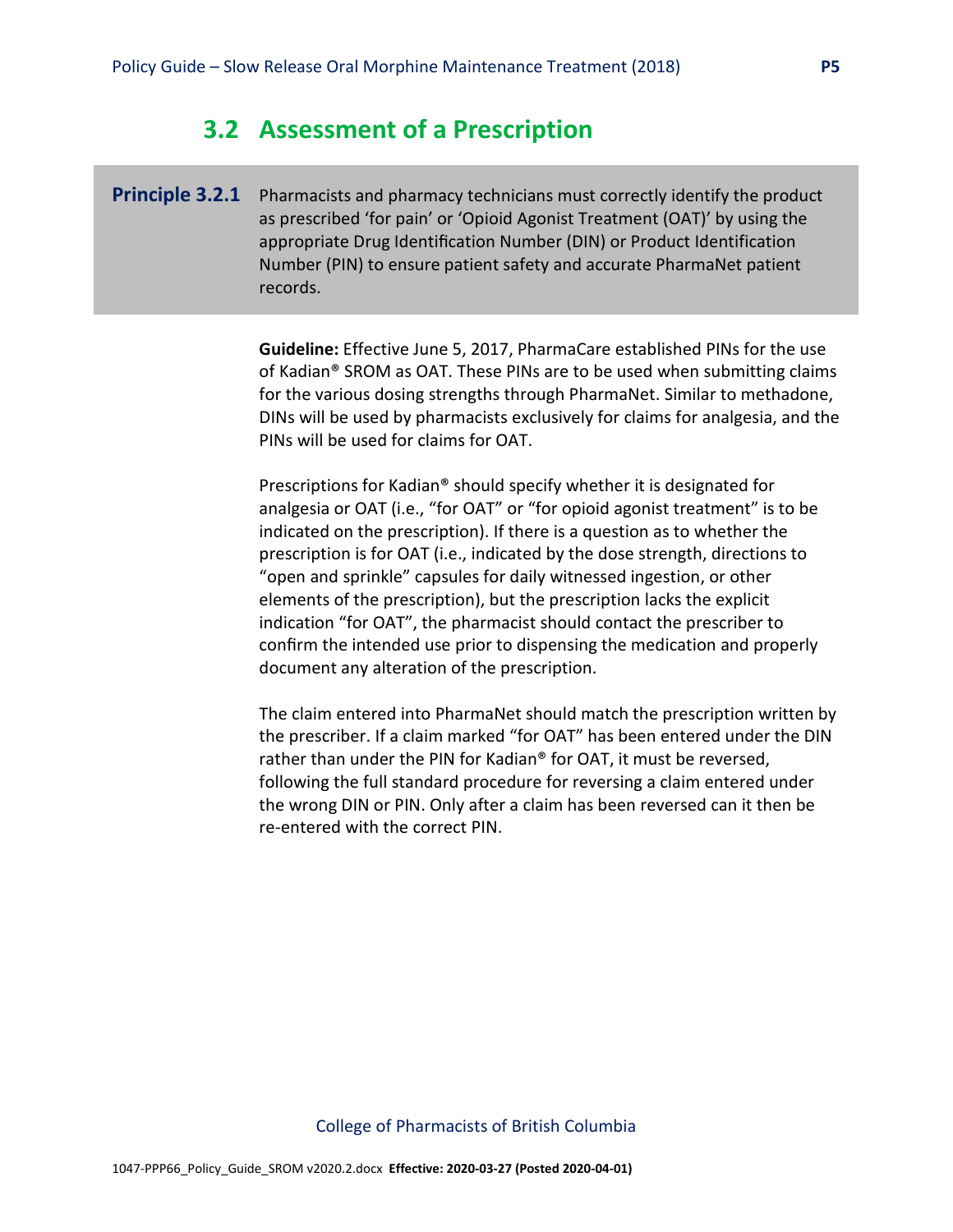## 3.2 Assessment of a Prescription

**Principle 3.2.1** Pharmacists and pharmacy technicians must correctly identify the product as prescribed 'for pain' or 'Opioid Agonist Treatment (OAT)' by using the appropriate Drug Identification Number (DIN) or Product Identification Number (PIN) to ensure patient safety and accurate PharmaNet patient records.

**Guideline:** Effective June 5, 2017, PharmaCare established PINs for the use of Kadian® SROM as OAT. These PINs are to be used when submitting claims for the various dosing strengths through PharmaNet. Similar to methadone, DINs will be used by pharmacists exclusively for claims for analgesia, and the PINs will be used for claims for OAT.

Prescriptions for Kadian® should specify whether it is designated for analgesia or OAT (i.e., "for OAT" or "for opioid agonist treatment" is to be indicated on the prescription). If there is a question as to whether the prescription is for OAT (i.e., indicated by the dose strength, directions to "open and sprinkle" capsules for daily witnessed ingestion, or other elements of the prescription), but the prescription lacks the explicit indication "for OAT", the pharmacist should contact the prescriber to confirm the intended use prior to dispensing the medication and properly document any alteration of the prescription.

The claim entered into PharmaNet should match the prescription written by the prescriber. If a claim marked "for OAT" has been entered under the DIN rather than under the PIN for Kadian® for OAT, it must be reversed, following the full standard procedure for reversing a claim entered under the wrong DIN or PIN. Only after a claim has been reversed can it then be re-entered with the correct PIN.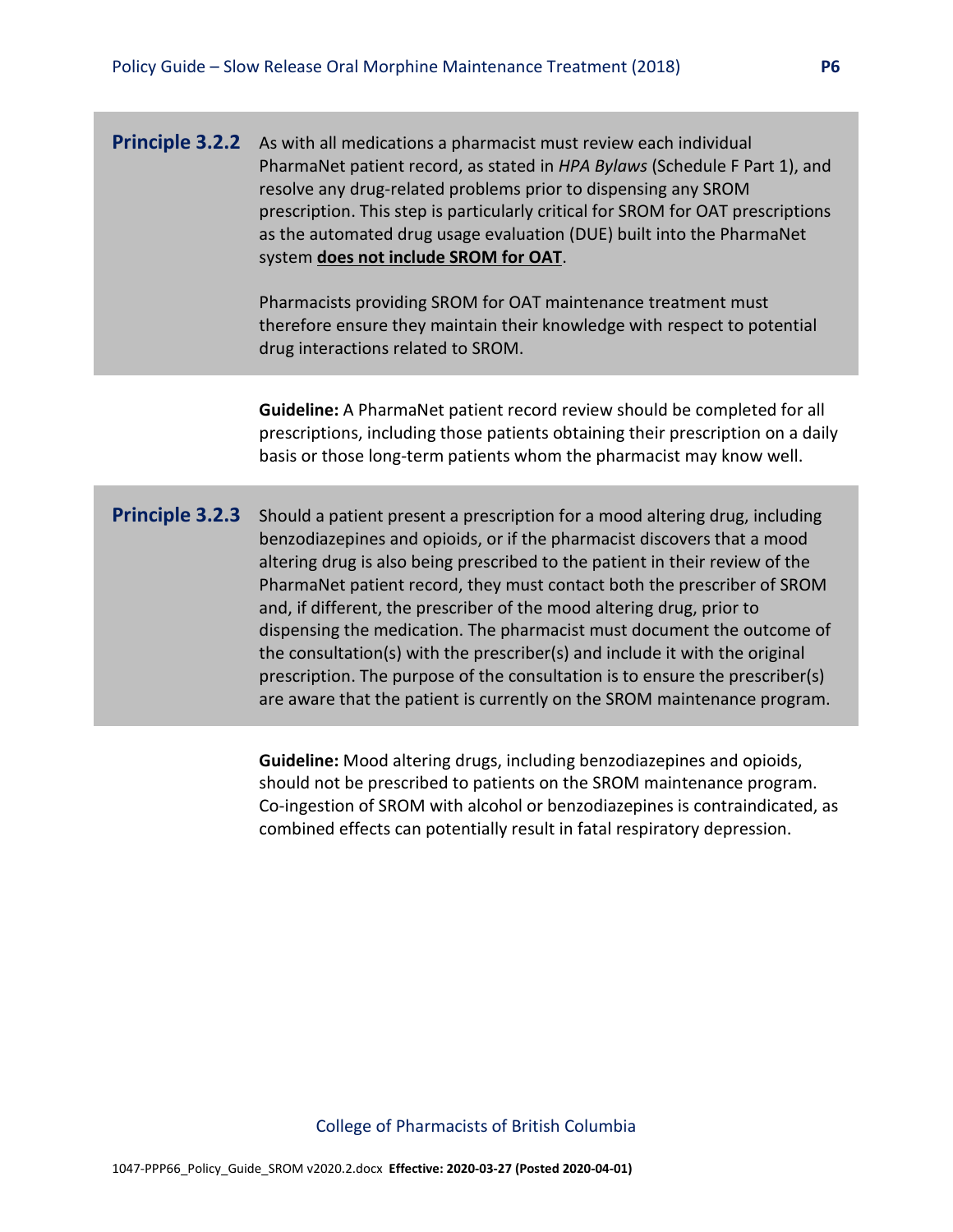**Principle 3.2.2** As with all medications a pharmacist must review each individual PharmaNet patient record, as stated in *HPA Bylaws* (Schedule F Part 1), and resolve any drug-related problems prior to dispensing any SROM prescription. This step is particularly critical for SROM for OAT prescriptions as the automated drug usage evaluation (DUE) built into the PharmaNet system **does not include SROM for OAT**.

Pharmacists providing SROM for OAT maintenance treatment must therefore ensure they maintain their knowledge with respect to potential drug interactions related to SROM.

**Guideline:** A PharmaNet patient record review should be completed for all prescriptions, including those patients obtaining their prescription on a daily basis or those long-term patients whom the pharmacist may know well.

**Principle 3.2.3** Should a patient present a prescription for a mood altering drug, including benzodiazepines and opioids, or if the pharmacist discovers that a mood altering drug is also being prescribed to the patient in their review of the PharmaNet patient record, they must contact both the prescriber of SROM and, if different, the prescriber of the mood altering drug, prior to dispensing the medication. The pharmacist must document the outcome of the consultation(s) with the prescriber(s) and include it with the original prescription. The purpose of the consultation is to ensure the prescriber(s) are aware that the patient is currently on the SROM maintenance program.

**Guideline:** Mood altering drugs, including benzodiazepines and opioids, should not be prescribed to patients on the SROM maintenance program. Co-ingestion of SROM with alcohol or benzodiazepines is contraindicated, as combined effects can potentially result in fatal respiratory depression.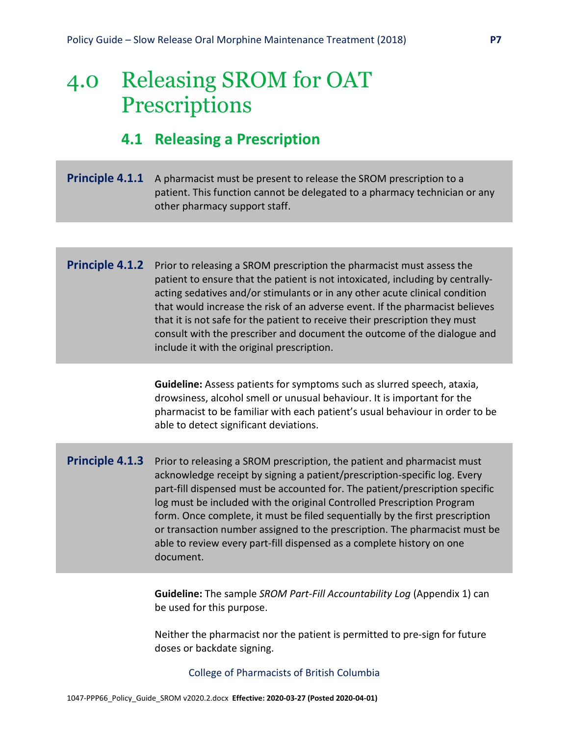# 4.0 Releasing SROM for OAT Prescriptions

## 4.1 Releasing a Prescription

**Principle 4.1.1** A pharmacist must be present to release the SROM prescription to a patient. This function cannot be delegated to a pharmacy technician or any other pharmacy support staff.

**Principle 4.1.2** Prior to releasing a SROM prescription the pharmacist must assess the patient to ensure that the patient is not intoxicated, including by centrally-acting sedatives and/or stimulants or in any other acute clinical condition that would increase the risk of an adverse event. If the pharmacist believes that it is not safe for the patient to receive their prescription they must consult with the prescriber and document the outcome of the dialogue and include it with the original prescription.

**Guideline:** Assess patients for symptoms such as slurred speech, ataxia, drowsiness, alcohol smell or unusual behaviour. It is important for the pharmacist to be familiar with each patient's usual behaviour in order to be able to detect significant deviations.

**Principle 4.1.3** Prior to releasing a SROM prescription, the patient and pharmacist must acknowledge receipt by signing a patient/prescription-specific log. Every part-fill dispensed must be accounted for. The patient/prescription specific log must be included with the original Controlled Prescription Program form. Once complete, it must be filed sequentially by the first prescription or transaction number assigned to the prescription. The pharmacist must be able to review every part-fill dispensed as a complete history on one document.

**Guideline:** The sample *SROM Part-Fill Accountability Log* (Appendix 1) can be used for this purpose.

Neither the pharmacist nor the patient is permitted to pre-sign for future doses or backdate signing.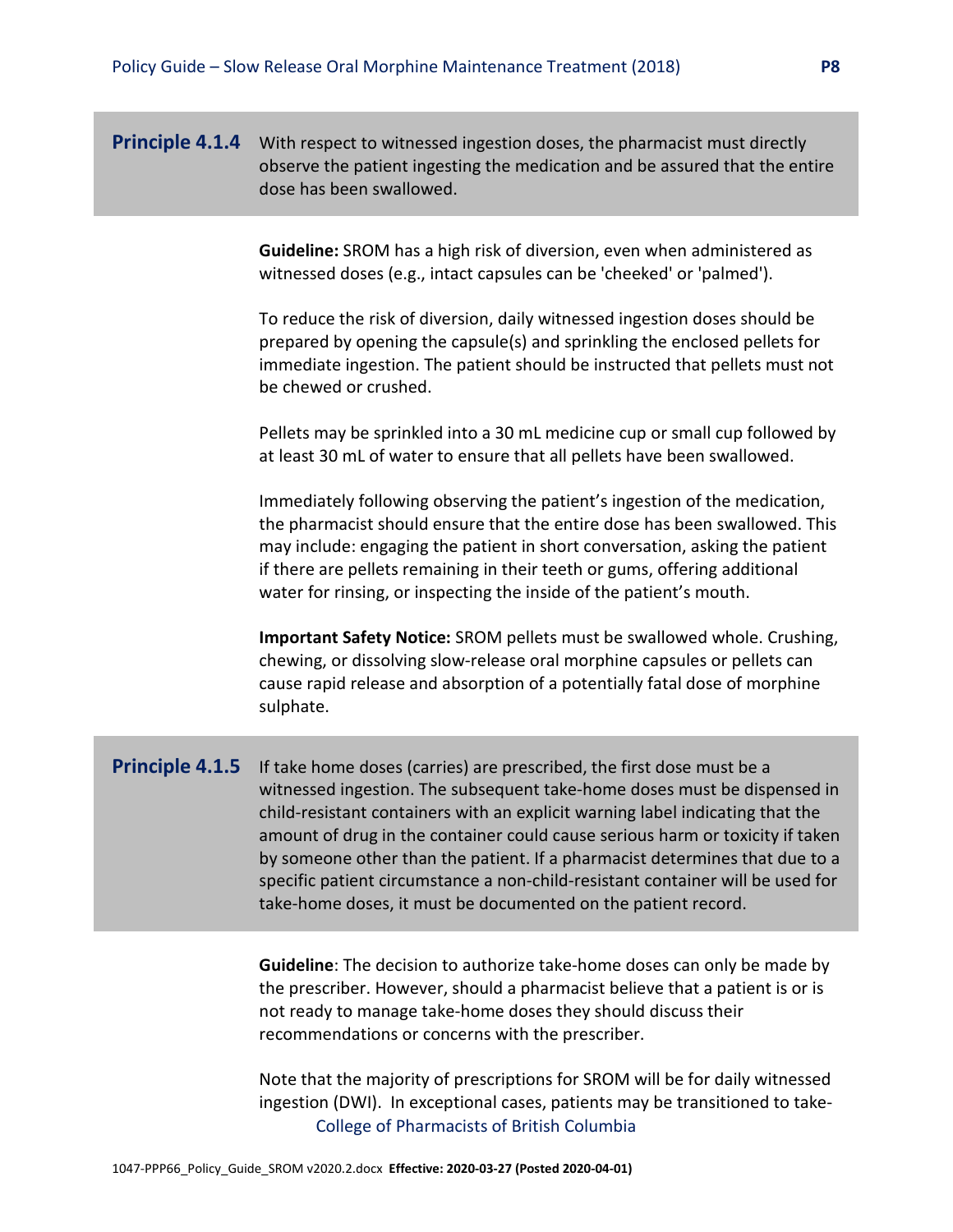**Principle 4.1.4** With respect to witnessed ingestion doses, the pharmacist must directly observe the patient ingesting the medication and be assured that the entire dose has been swallowed.

**Guideline:** SROM has a high risk of diversion, even when administered as witnessed doses (e.g., intact capsules can be 'cheeked' or 'palmed').

To reduce the risk of diversion, daily witnessed ingestion doses should be prepared by opening the capsule(s) and sprinkling the enclosed pellets for immediate ingestion. The patient should be instructed that pellets must not be chewed or crushed.

Pellets may be sprinkled into a 30 mL medicine cup or small cup followed by at least 30 mL of water to ensure that all pellets have been swallowed.

Immediately following observing the patient's ingestion of the medication, the pharmacist should ensure that the entire dose has been swallowed. This may include: engaging the patient in short conversation, asking the patient if there are pellets remaining in their teeth or gums, offering additional water for rinsing, or inspecting the inside of the patient's mouth.

**Important Safety Notice:** SROM pellets must be swallowed whole. Crushing, chewing, or dissolving slow-release oral morphine capsules or pellets can cause rapid release and absorption of a potentially fatal dose of morphine sulphate.

**Principle 4.1.5** If take home doses (carries) are prescribed, the first dose must be a witnessed ingestion. The subsequent take-home doses must be dispensed in child-resistant containers with an explicit warning label indicating that the amount of drug in the container could cause serious harm or toxicity if taken by someone other than the patient. If a pharmacist determines that due to a specific patient circumstance a non-child-resistant container will be used for take-home doses, it must be documented on the patient record.

**Guideline**: The decision to authorize take-home doses can only be made by the prescriber. However, should a pharmacist believe that a patient is or is not ready to manage take-home doses they should discuss their recommendations or concerns with the prescriber.

Note that the majority of prescriptions for SROM will be for daily witnessed ingestion (DWI). In exceptional cases, patients may be transitioned to take-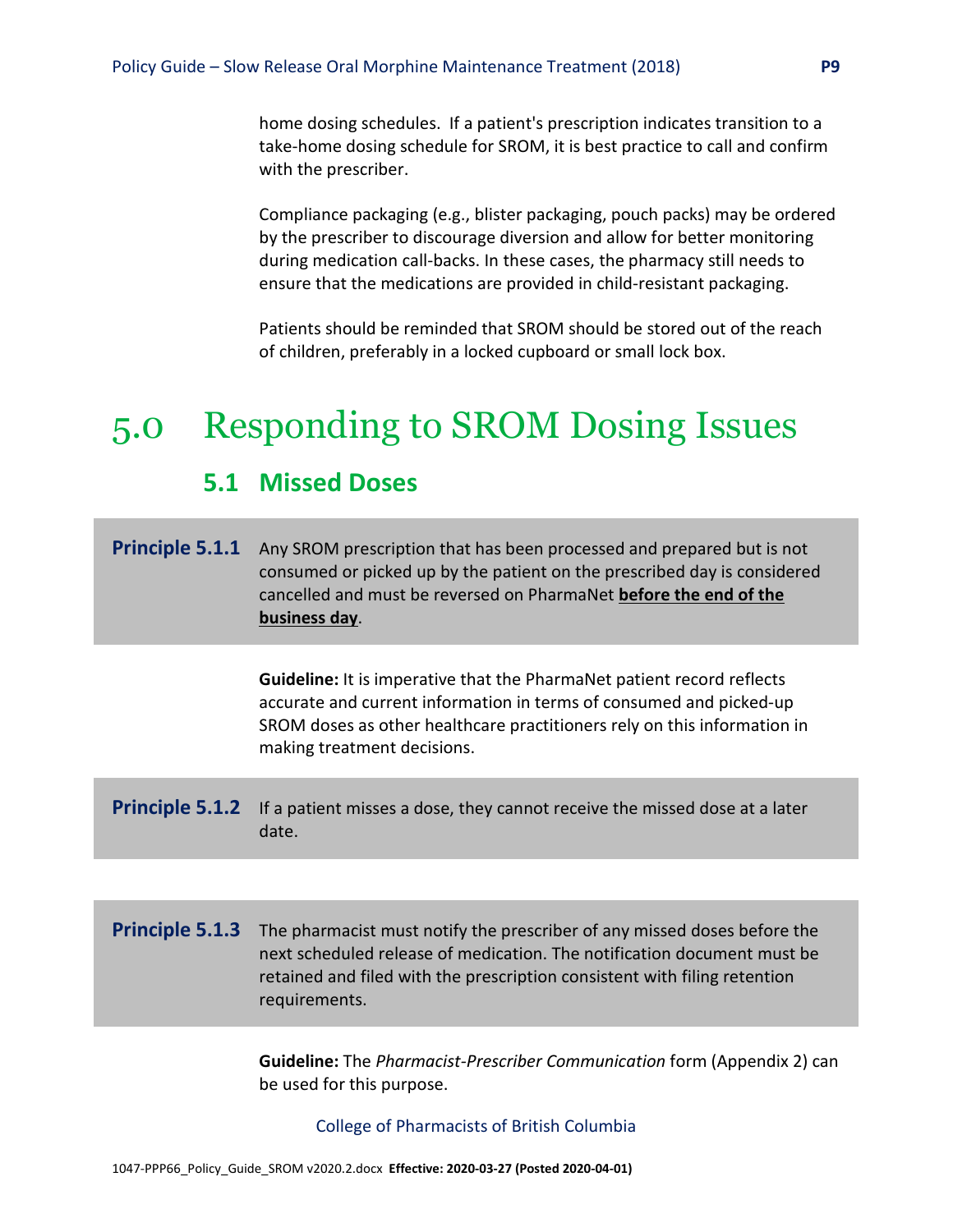home dosing schedules. If a patient's prescription indicates transition to a take-home dosing schedule for SROM, it is best practice to call and confirm with the prescriber.

Compliance packaging (e.g., blister packaging, pouch packs) may be ordered by the prescriber to discourage diversion and allow for better monitoring during medication call-backs. In these cases, the pharmacy still needs to ensure that the medications are provided in child-resistant packaging.

Patients should be reminded that SROM should be stored out of the reach of children, preferably in a locked cupboard or small lock box.

# 5.0 Responding to SROM Dosing Issues

## 5.1 Missed Doses

**Principle 5.1.1** Any SROM prescription that has been processed and prepared but is not consumed or picked up by the patient on the prescribed day is considered cancelled and must be reversed on PharmaNet **before the end of the business day**.

**Guideline:** It is imperative that the PharmaNet patient record reflects accurate and current information in terms of consumed and picked-up SROM doses as other healthcare practitioners rely on this information in making treatment decisions.

**Principle 5.1.2** If a patient misses a dose, they cannot receive the missed dose at a later date.

**Principle 5.1.3** The pharmacist must notify the prescriber of any missed doses before the next scheduled release of medication. The notification document must be retained and filed with the prescription consistent with filing retention requirements.

**Guideline:** The *Pharmacist-Prescriber Communication* form (Appendix 2) can be used for this purpose.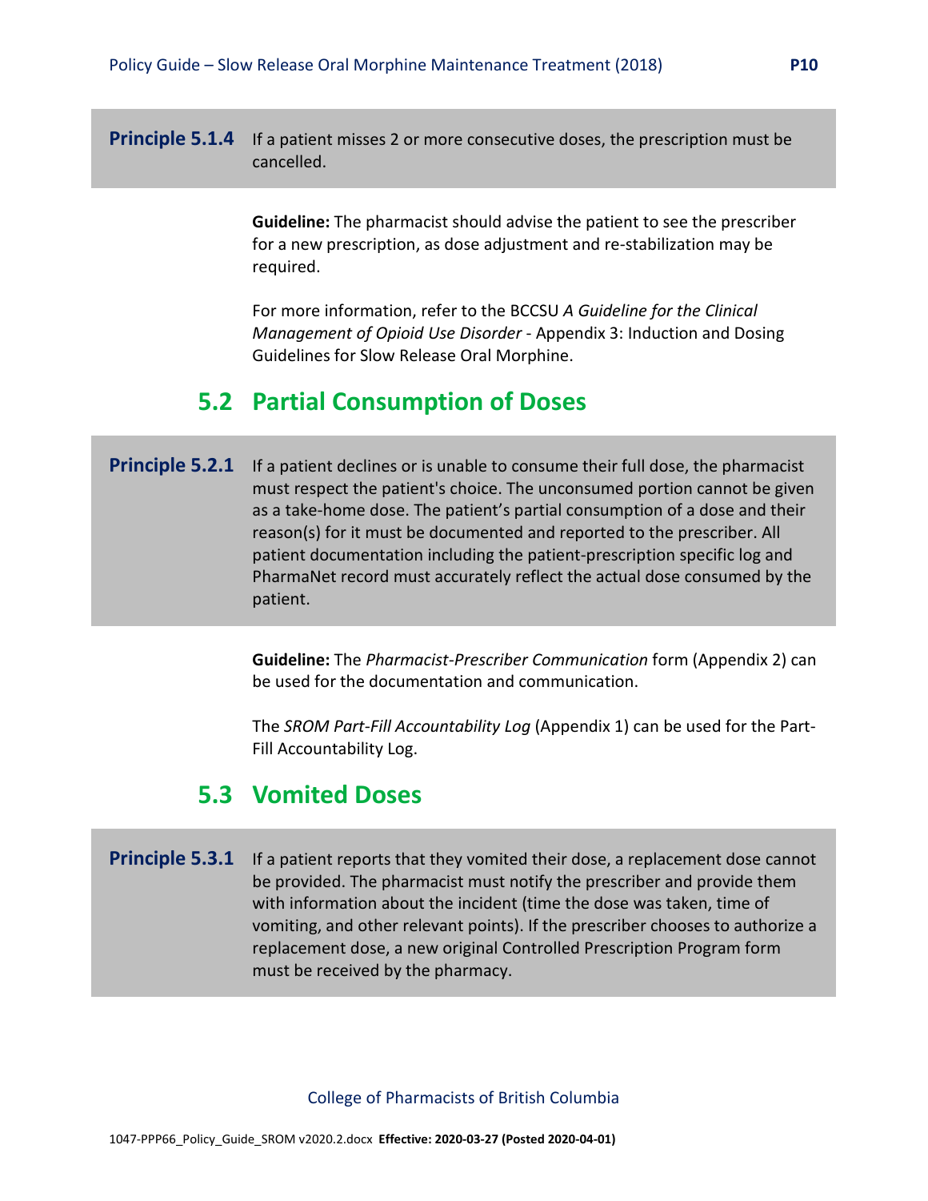**Principle 5.1.4** If a patient misses 2 or more consecutive doses, the prescription must be cancelled.

**Guideline:** The pharmacist should advise the patient to see the prescriber for a new prescription, as dose adjustment and re-stabilization may be required.

For more information, refer to the BCCSU *A Guideline for the Clinical Management of Opioid Use Disorder* - Appendix 3: Induction and Dosing Guidelines for Slow Release Oral Morphine.

## 5.2 Partial Consumption of Doses

**Principle 5.2.1** If a patient declines or is unable to consume their full dose, the pharmacist must respect the patient's choice. The unconsumed portion cannot be given as a take-home dose. The patient's partial consumption of a dose and their reason(s) for it must be documented and reported to the prescriber. All patient documentation including the patient-prescription specific log and PharmaNet record must accurately reflect the actual dose consumed by the patient.

**Guideline:** The *Pharmacist-Prescriber Communication* form (Appendix 2) can be used for the documentation and communication.

The *SROM Part-Fill Accountability Log* (Appendix 1) can be used for the Part-Fill Accountability Log.

## 5.3 Vomited Doses

**Principle 5.3.1** If a patient reports that they vomited their dose, a replacement dose cannot be provided. The pharmacist must notify the prescriber and provide them with information about the incident (time the dose was taken, time of vomiting, and other relevant points). If the prescriber chooses to authorize a replacement dose, a new original Controlled Prescription Program form must be received by the pharmacy.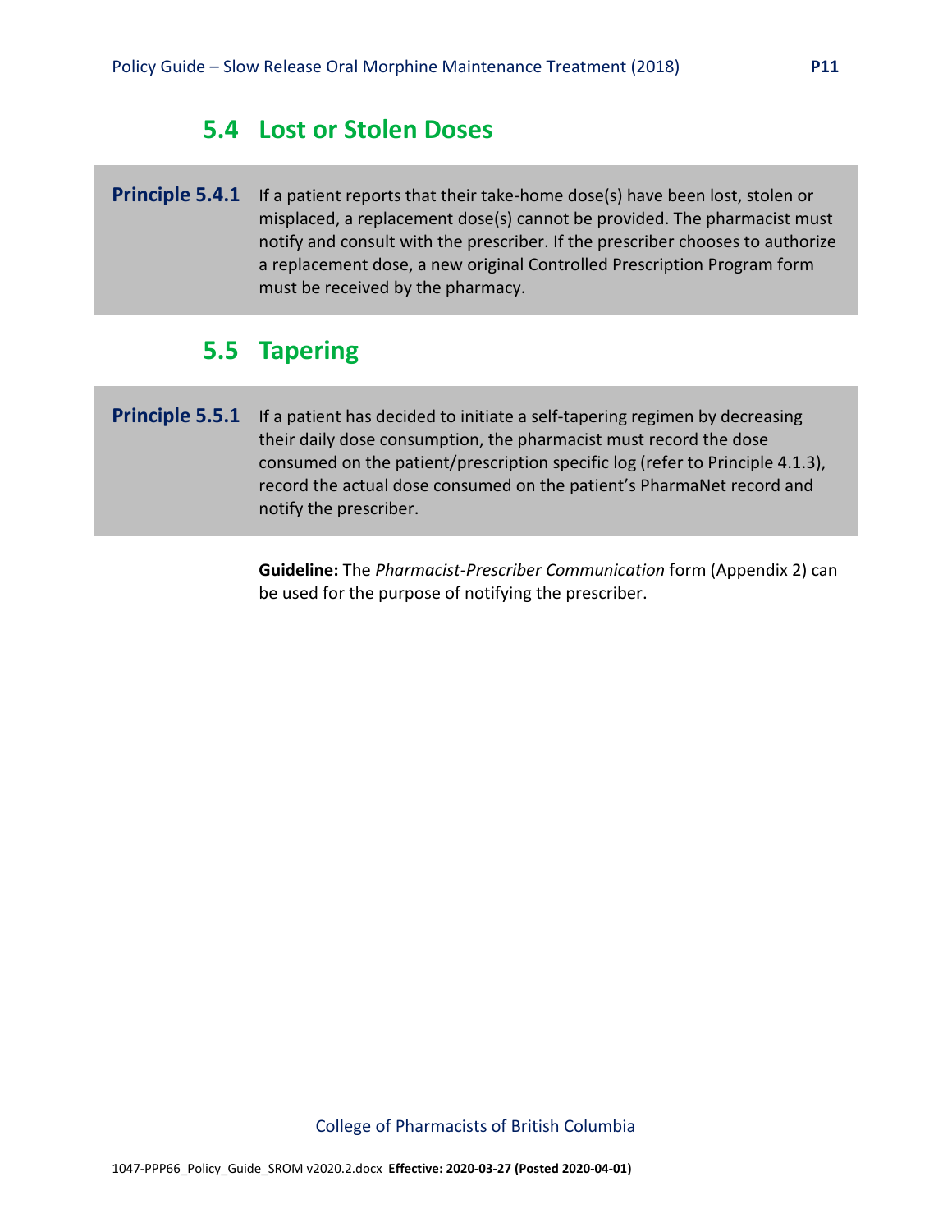## 5.4 Lost or Stolen Doses

**Principle 5.4.1** If a patient reports that their take-home dose(s) have been lost, stolen or misplaced, a replacement dose(s) cannot be provided. The pharmacist must notify and consult with the prescriber. If the prescriber chooses to authorize a replacement dose, a new original Controlled Prescription Program form must be received by the pharmacy.

## 5.5 Tapering

**Principle 5.5.1** If a patient has decided to initiate a self-tapering regimen by decreasing their daily dose consumption, the pharmacist must record the dose consumed on the patient/prescription specific log (refer to Principle 4.1.3), record the actual dose consumed on the patient's PharmaNet record and notify the prescriber.

**Guideline:** The *Pharmacist-Prescriber Communication* form (Appendix 2) can be used for the purpose of notifying the prescriber.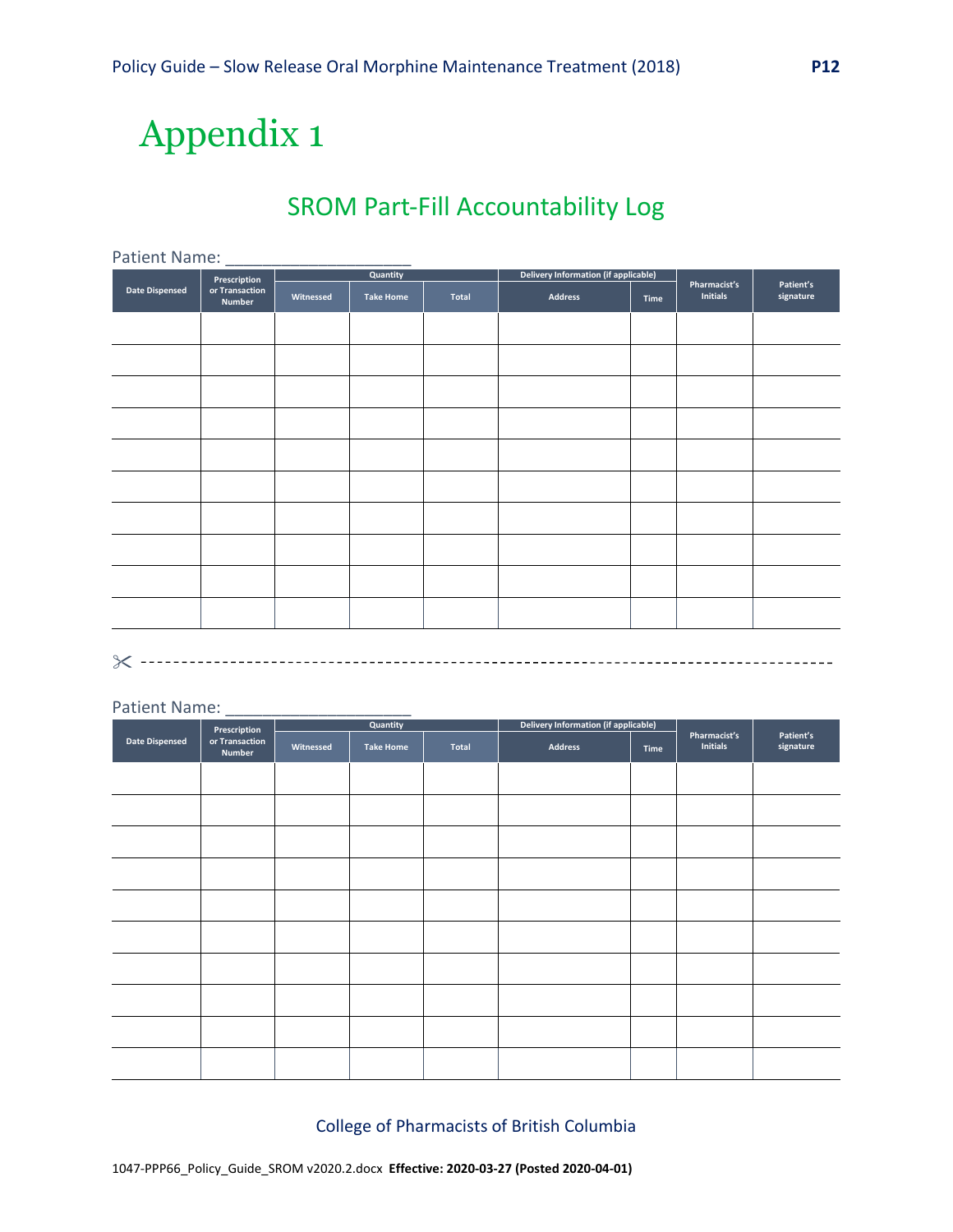# Appendix 1

## SROM Part-Fill Accountability Log

Patient Name: ____________________

| Date Dispensed | Prescription or Transaction Number | Quantity | | | Delivery Information (if applicable) | | Pharmacist's Initials | Patient's signature |
|---|---|---|---|---|---|---|---|---|
| | | Witnessed | Take Home | Total | Address | Time | | |
| | | | | | | | | |
| | | | | | | | | |
| | | | | | | | | |
| | | | | | | | | |
| | | | | | | | | |
| | | | | | | | | |
| | | | | | | | | |
| | | | | | | | | |
| | | | | | | | | |
| | | | | | | | | |

✂ - - - - - - - - - - - - - - - - - - - - - - - - - - - - - - - - - - - - - - - -

Patient Name: ____________________

| Date Dispensed | Prescription or Transaction Number | Quantity | | | Delivery Information (if applicable) | | Pharmacist's Initials | Patient's signature |
|---|---|---|---|---|---|---|---|---|
| | | Witnessed | Take Home | Total | Address | Time | | |
| | | | | | | | | |
| | | | | | | | | |
| | | | | | | | | |
| | | | | | | | | |
| | | | | | | | | |
| | | | | | | | | |
| | | | | | | | | |
| | | | | | | | | |
| | | | | | | | | |
| | | | | | | | | |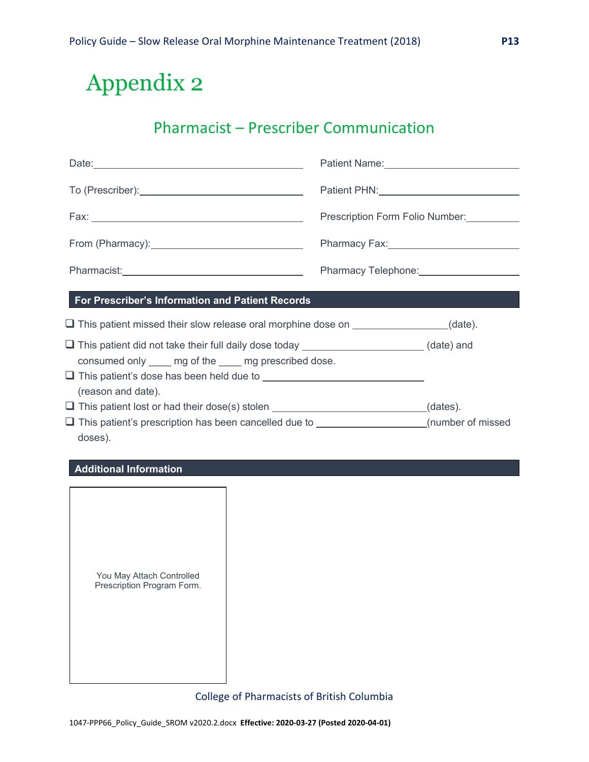# Appendix 2

## Pharmacist – Prescriber Communication

| | |
|---|---|
| Date:\_\_\_\_\_\_\_\_\_\_\_\_\_\_\_\_\_\_\_\_ | Patient Name:\_\_\_\_\_\_\_\_\_\_\_\_\_\_\_\_\_\_\_\_ |
| To (Prescriber):\_\_\_\_\_\_\_\_\_\_\_\_\_\_\_\_\_\_\_\_ | Patient PHN:\_\_\_\_\_\_\_\_\_\_\_\_\_\_\_\_\_\_\_\_ |
| Fax: \_\_\_\_\_\_\_\_\_\_\_\_\_\_\_\_\_\_\_\_ | Prescription Form Folio Number:\_\_\_\_\_\_\_\_\_\_ |
| From (Pharmacy):\_\_\_\_\_\_\_\_\_\_\_\_\_\_\_\_\_\_\_\_ | Pharmacy Fax:\_\_\_\_\_\_\_\_\_\_\_\_\_\_\_\_\_\_\_\_ |
| Pharmacist:\_\_\_\_\_\_\_\_\_\_\_\_\_\_\_\_\_\_\_\_ | Pharmacy Telephone:\_\_\_\_\_\_\_\_\_\_\_\_\_\_\_\_\_\_\_\_ |

### For Prescriber's Information and Patient Records

- ☐ This patient missed their slow release oral morphine dose on \_\_\_\_\_\_\_\_\_\_\_\_\_\_\_\_\_\_(date).
- ☐ This patient did not take their full daily dose today \_\_\_\_\_\_\_\_\_\_\_\_\_\_\_\_\_\_\_\_\_\_ (date) and consumed only \_\_\_\_ mg of the \_\_\_\_ mg prescribed dose.
- ☐ This patient's dose has been held due to \_\_\_\_\_\_\_\_\_\_\_\_\_\_\_\_\_\_\_\_\_\_\_\_\_\_\_\_\_\_ (reason and date).
- ☐ This patient lost or had their dose(s) stolen \_\_\_\_\_\_\_\_\_\_\_\_\_\_\_\_\_\_\_\_\_\_\_\_\_\_\_\_(dates).
- ☐ This patient's prescription has been cancelled due to \_\_\_\_\_\_\_\_\_\_\_\_\_\_\_\_\_\_\_\_(number of missed doses).

### Additional Information

You May Attach Controlled Prescription Program Form.

College of Pharmacists of British Columbia